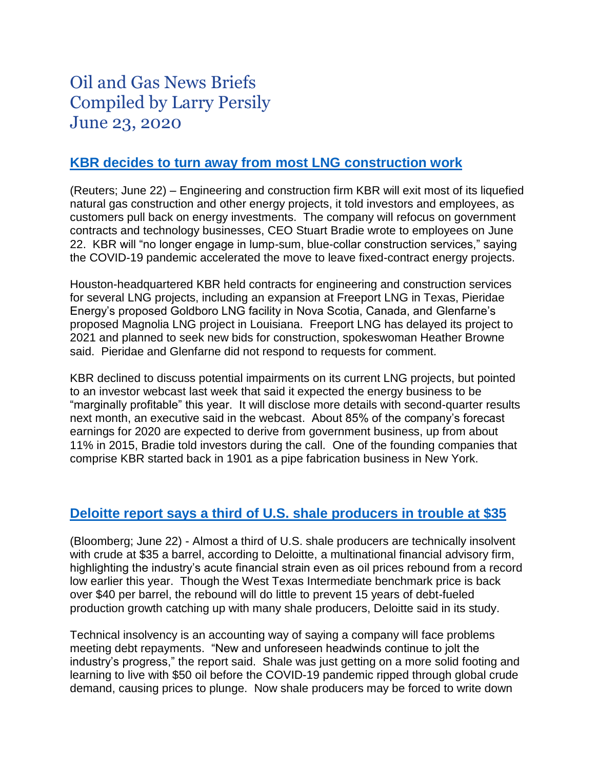# Oil and Gas News Briefs
# Compiled by Larry Persily
# June 23, 2020

## KBR decides to turn away from most LNG construction work

(Reuters; June 22) – Engineering and construction firm KBR will exit most of its liquefied natural gas construction and other energy projects, it told investors and employees, as customers pull back on energy investments. The company will refocus on government contracts and technology businesses, CEO Stuart Bradie wrote to employees on June 22. KBR will "no longer engage in lump-sum, blue-collar construction services," saying the COVID-19 pandemic accelerated the move to leave fixed-contract energy projects.

Houston-headquartered KBR held contracts for engineering and construction services for several LNG projects, including an expansion at Freeport LNG in Texas, Pieridae Energy's proposed Goldboro LNG facility in Nova Scotia, Canada, and Glenfarne's proposed Magnolia LNG project in Louisiana. Freeport LNG has delayed its project to 2021 and planned to seek new bids for construction, spokeswoman Heather Browne said. Pieridae and Glenfarne did not respond to requests for comment.

KBR declined to discuss potential impairments on its current LNG projects, but pointed to an investor webcast last week that said it expected the energy business to be "marginally profitable" this year. It will disclose more details with second-quarter results next month, an executive said in the webcast. About 85% of the company's forecast earnings for 2020 are expected to derive from government business, up from about 11% in 2015, Bradie told investors during the call. One of the founding companies that comprise KBR started back in 1901 as a pipe fabrication business in New York.

## Deloitte report says a third of U.S. shale producers in trouble at $35

(Bloomberg; June 22) - Almost a third of U.S. shale producers are technically insolvent with crude at $35 a barrel, according to Deloitte, a multinational financial advisory firm, highlighting the industry's acute financial strain even as oil prices rebound from a record low earlier this year. Though the West Texas Intermediate benchmark price is back over $40 per barrel, the rebound will do little to prevent 15 years of debt-fueled production growth catching up with many shale producers, Deloitte said in its study.

Technical insolvency is an accounting way of saying a company will face problems meeting debt repayments. "New and unforeseen headwinds continue to jolt the industry's progress," the report said. Shale was just getting on a more solid footing and learning to live with $50 oil before the COVID-19 pandemic ripped through global crude demand, causing prices to plunge. Now shale producers may be forced to write down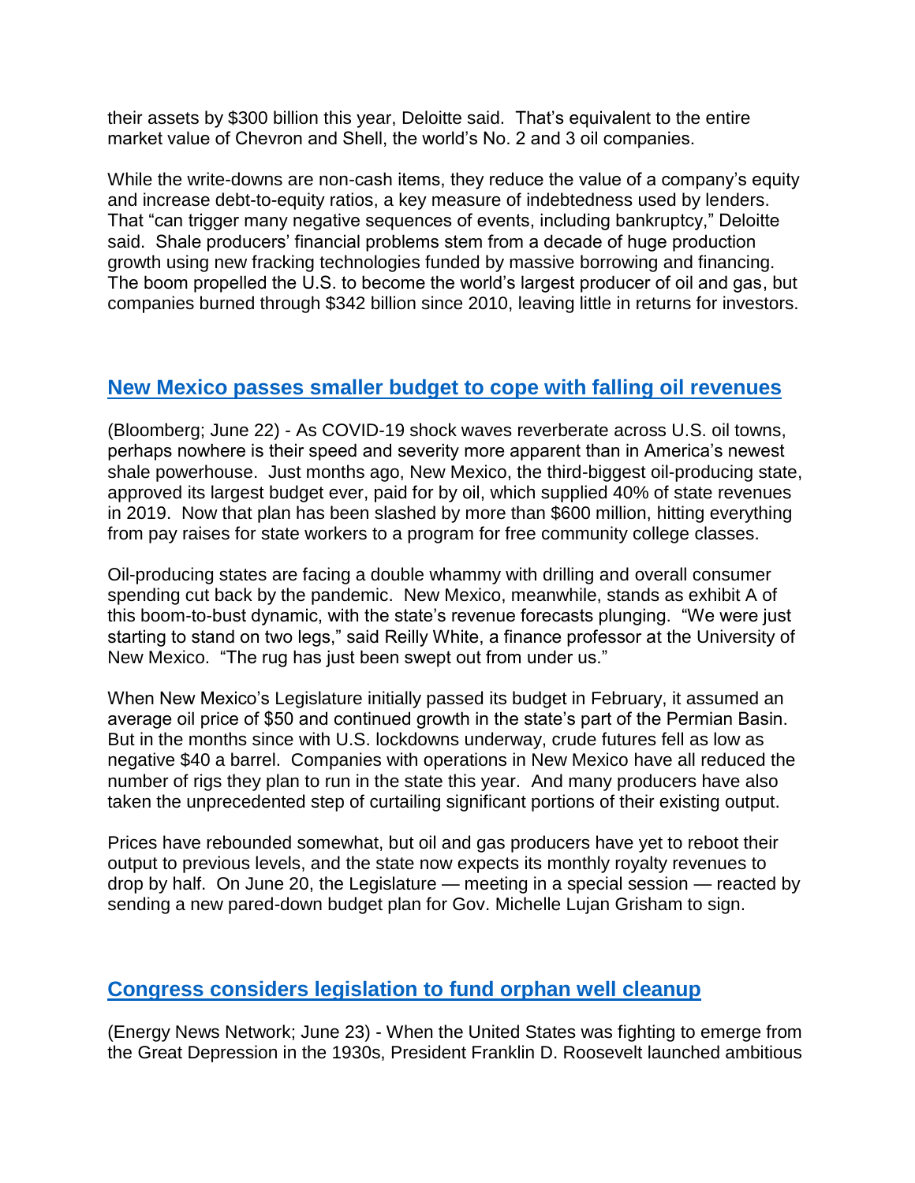their assets by $300 billion this year, Deloitte said. That's equivalent to the entire market value of Chevron and Shell, the world's No. 2 and 3 oil companies.

While the write-downs are non-cash items, they reduce the value of a company's equity and increase debt-to-equity ratios, a key measure of indebtedness used by lenders. That "can trigger many negative sequences of events, including bankruptcy," Deloitte said. Shale producers' financial problems stem from a decade of huge production growth using new fracking technologies funded by massive borrowing and financing. The boom propelled the U.S. to become the world's largest producer of oil and gas, but companies burned through $342 billion since 2010, leaving little in returns for investors.

## New Mexico passes smaller budget to cope with falling oil revenues

(Bloomberg; June 22) - As COVID-19 shock waves reverberate across U.S. oil towns, perhaps nowhere is their speed and severity more apparent than in America's newest shale powerhouse. Just months ago, New Mexico, the third-biggest oil-producing state, approved its largest budget ever, paid for by oil, which supplied 40% of state revenues in 2019. Now that plan has been slashed by more than $600 million, hitting everything from pay raises for state workers to a program for free community college classes.

Oil-producing states are facing a double whammy with drilling and overall consumer spending cut back by the pandemic. New Mexico, meanwhile, stands as exhibit A of this boom-to-bust dynamic, with the state's revenue forecasts plunging. "We were just starting to stand on two legs," said Reilly White, a finance professor at the University of New Mexico. "The rug has just been swept out from under us."

When New Mexico's Legislature initially passed its budget in February, it assumed an average oil price of $50 and continued growth in the state's part of the Permian Basin. But in the months since with U.S. lockdowns underway, crude futures fell as low as negative $40 a barrel. Companies with operations in New Mexico have all reduced the number of rigs they plan to run in the state this year. And many producers have also taken the unprecedented step of curtailing significant portions of their existing output.

Prices have rebounded somewhat, but oil and gas producers have yet to reboot their output to previous levels, and the state now expects its monthly royalty revenues to drop by half. On June 20, the Legislature — meeting in a special session — reacted by sending a new pared-down budget plan for Gov. Michelle Lujan Grisham to sign.

## Congress considers legislation to fund orphan well cleanup

(Energy News Network; June 23) - When the United States was fighting to emerge from the Great Depression in the 1930s, President Franklin D. Roosevelt launched ambitious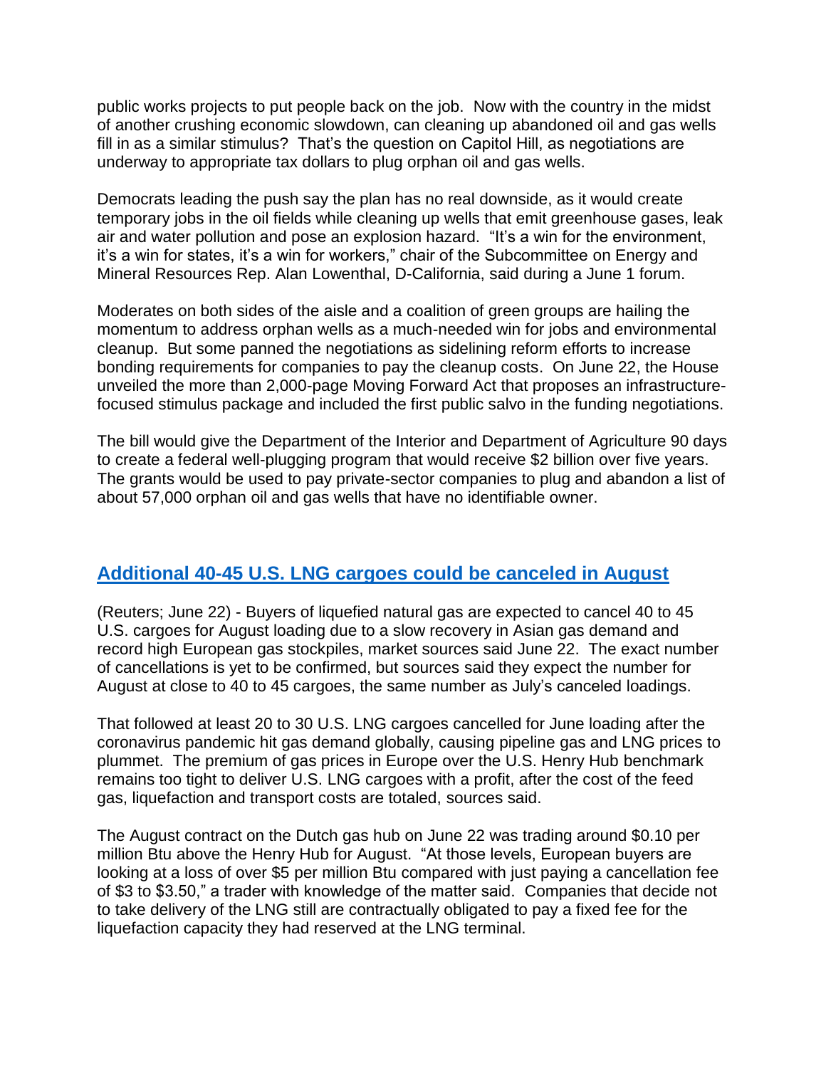public works projects to put people back on the job. Now with the country in the midst of another crushing economic slowdown, can cleaning up abandoned oil and gas wells fill in as a similar stimulus? That's the question on Capitol Hill, as negotiations are underway to appropriate tax dollars to plug orphan oil and gas wells.

Democrats leading the push say the plan has no real downside, as it would create temporary jobs in the oil fields while cleaning up wells that emit greenhouse gases, leak air and water pollution and pose an explosion hazard. "It's a win for the environment, it's a win for states, it's a win for workers," chair of the Subcommittee on Energy and Mineral Resources Rep. Alan Lowenthal, D-California, said during a June 1 forum.

Moderates on both sides of the aisle and a coalition of green groups are hailing the momentum to address orphan wells as a much-needed win for jobs and environmental cleanup. But some panned the negotiations as sidelining reform efforts to increase bonding requirements for companies to pay the cleanup costs. On June 22, the House unveiled the more than 2,000-page Moving Forward Act that proposes an infrastructure-focused stimulus package and included the first public salvo in the funding negotiations.

The bill would give the Department of the Interior and Department of Agriculture 90 days to create a federal well-plugging program that would receive $2 billion over five years. The grants would be used to pay private-sector companies to plug and abandon a list of about 57,000 orphan oil and gas wells that have no identifiable owner.

## Additional 40-45 U.S. LNG cargoes could be canceled in August

(Reuters; June 22) - Buyers of liquefied natural gas are expected to cancel 40 to 45 U.S. cargoes for August loading due to a slow recovery in Asian gas demand and record high European gas stockpiles, market sources said June 22. The exact number of cancellations is yet to be confirmed, but sources said they expect the number for August at close to 40 to 45 cargoes, the same number as July's canceled loadings.

That followed at least 20 to 30 U.S. LNG cargoes cancelled for June loading after the coronavirus pandemic hit gas demand globally, causing pipeline gas and LNG prices to plummet. The premium of gas prices in Europe over the U.S. Henry Hub benchmark remains too tight to deliver U.S. LNG cargoes with a profit, after the cost of the feed gas, liquefaction and transport costs are totaled, sources said.

The August contract on the Dutch gas hub on June 22 was trading around $0.10 per million Btu above the Henry Hub for August. "At those levels, European buyers are looking at a loss of over $5 per million Btu compared with just paying a cancellation fee of $3 to $3.50," a trader with knowledge of the matter said. Companies that decide not to take delivery of the LNG still are contractually obligated to pay a fixed fee for the liquefaction capacity they had reserved at the LNG terminal.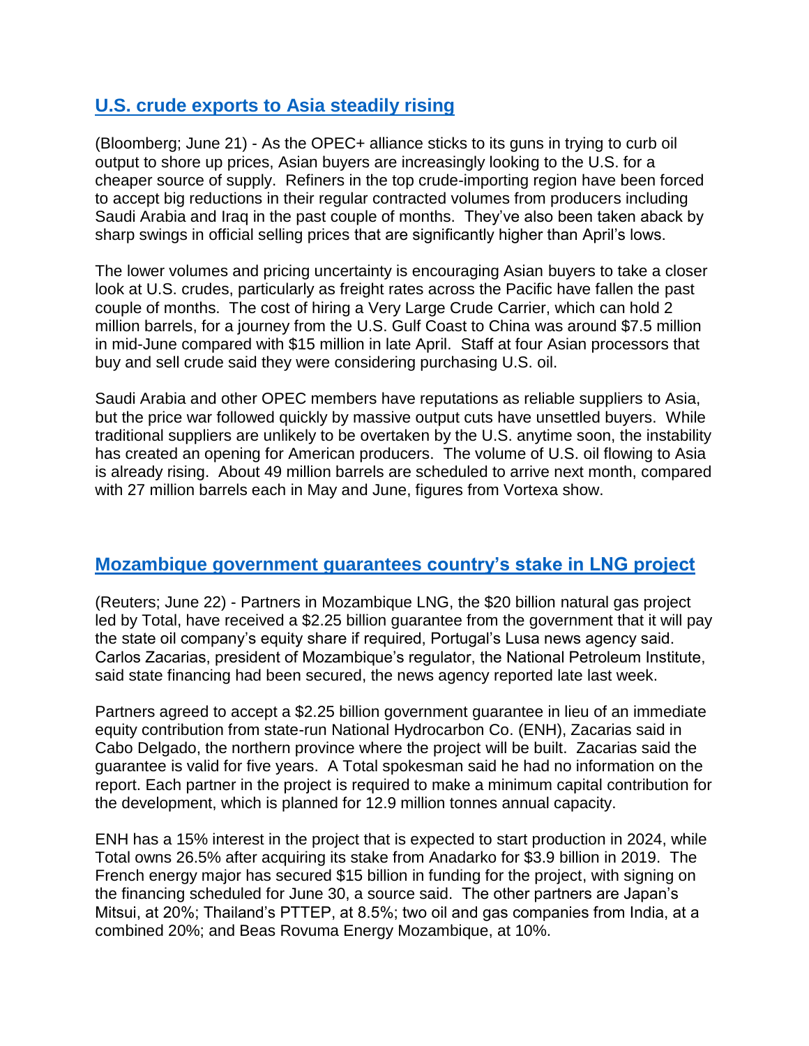## U.S. crude exports to Asia steadily rising

(Bloomberg; June 21) - As the OPEC+ alliance sticks to its guns in trying to curb oil output to shore up prices, Asian buyers are increasingly looking to the U.S. for a cheaper source of supply. Refiners in the top crude-importing region have been forced to accept big reductions in their regular contracted volumes from producers including Saudi Arabia and Iraq in the past couple of months. They've also been taken aback by sharp swings in official selling prices that are significantly higher than April's lows.

The lower volumes and pricing uncertainty is encouraging Asian buyers to take a closer look at U.S. crudes, particularly as freight rates across the Pacific have fallen the past couple of months. The cost of hiring a Very Large Crude Carrier, which can hold 2 million barrels, for a journey from the U.S. Gulf Coast to China was around $7.5 million in mid-June compared with $15 million in late April. Staff at four Asian processors that buy and sell crude said they were considering purchasing U.S. oil.

Saudi Arabia and other OPEC members have reputations as reliable suppliers to Asia, but the price war followed quickly by massive output cuts have unsettled buyers. While traditional suppliers are unlikely to be overtaken by the U.S. anytime soon, the instability has created an opening for American producers. The volume of U.S. oil flowing to Asia is already rising. About 49 million barrels are scheduled to arrive next month, compared with 27 million barrels each in May and June, figures from Vortexa show.

## Mozambique government guarantees country's stake in LNG project

(Reuters; June 22) - Partners in Mozambique LNG, the $20 billion natural gas project led by Total, have received a $2.25 billion guarantee from the government that it will pay the state oil company's equity share if required, Portugal's Lusa news agency said. Carlos Zacarias, president of Mozambique's regulator, the National Petroleum Institute, said state financing had been secured, the news agency reported late last week.

Partners agreed to accept a $2.25 billion government guarantee in lieu of an immediate equity contribution from state-run National Hydrocarbon Co. (ENH), Zacarias said in Cabo Delgado, the northern province where the project will be built. Zacarias said the guarantee is valid for five years. A Total spokesman said he had no information on the report. Each partner in the project is required to make a minimum capital contribution for the development, which is planned for 12.9 million tonnes annual capacity.

ENH has a 15% interest in the project that is expected to start production in 2024, while Total owns 26.5% after acquiring its stake from Anadarko for $3.9 billion in 2019. The French energy major has secured $15 billion in funding for the project, with signing on the financing scheduled for June 30, a source said. The other partners are Japan's Mitsui, at 20%; Thailand's PTTEP, at 8.5%; two oil and gas companies from India, at a combined 20%; and Beas Rovuma Energy Mozambique, at 10%.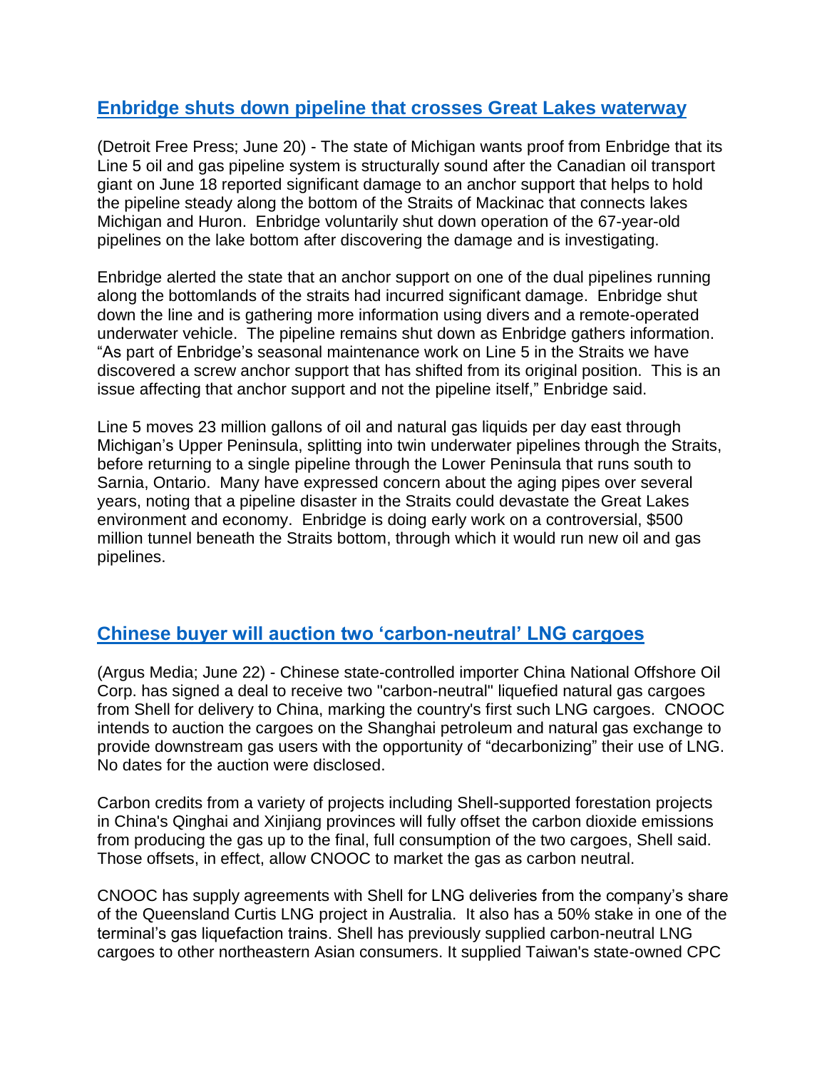## Enbridge shuts down pipeline that crosses Great Lakes waterway

(Detroit Free Press; June 20) - The state of Michigan wants proof from Enbridge that its Line 5 oil and gas pipeline system is structurally sound after the Canadian oil transport giant on June 18 reported significant damage to an anchor support that helps to hold the pipeline steady along the bottom of the Straits of Mackinac that connects lakes Michigan and Huron. Enbridge voluntarily shut down operation of the 67-year-old pipelines on the lake bottom after discovering the damage and is investigating.

Enbridge alerted the state that an anchor support on one of the dual pipelines running along the bottomlands of the straits had incurred significant damage. Enbridge shut down the line and is gathering more information using divers and a remote-operated underwater vehicle. The pipeline remains shut down as Enbridge gathers information. "As part of Enbridge's seasonal maintenance work on Line 5 in the Straits we have discovered a screw anchor support that has shifted from its original position. This is an issue affecting that anchor support and not the pipeline itself," Enbridge said.

Line 5 moves 23 million gallons of oil and natural gas liquids per day east through Michigan's Upper Peninsula, splitting into twin underwater pipelines through the Straits, before returning to a single pipeline through the Lower Peninsula that runs south to Sarnia, Ontario. Many have expressed concern about the aging pipes over several years, noting that a pipeline disaster in the Straits could devastate the Great Lakes environment and economy. Enbridge is doing early work on a controversial, $500 million tunnel beneath the Straits bottom, through which it would run new oil and gas pipelines.

## Chinese buyer will auction two 'carbon-neutral' LNG cargoes

(Argus Media; June 22) - Chinese state-controlled importer China National Offshore Oil Corp. has signed a deal to receive two "carbon-neutral" liquefied natural gas cargoes from Shell for delivery to China, marking the country's first such LNG cargoes. CNOOC intends to auction the cargoes on the Shanghai petroleum and natural gas exchange to provide downstream gas users with the opportunity of "decarbonizing" their use of LNG. No dates for the auction were disclosed.

Carbon credits from a variety of projects including Shell-supported forestation projects in China's Qinghai and Xinjiang provinces will fully offset the carbon dioxide emissions from producing the gas up to the final, full consumption of the two cargoes, Shell said. Those offsets, in effect, allow CNOOC to market the gas as carbon neutral.

CNOOC has supply agreements with Shell for LNG deliveries from the company's share of the Queensland Curtis LNG project in Australia. It also has a 50% stake in one of the terminal's gas liquefaction trains. Shell has previously supplied carbon-neutral LNG cargoes to other northeastern Asian consumers. It supplied Taiwan's state-owned CPC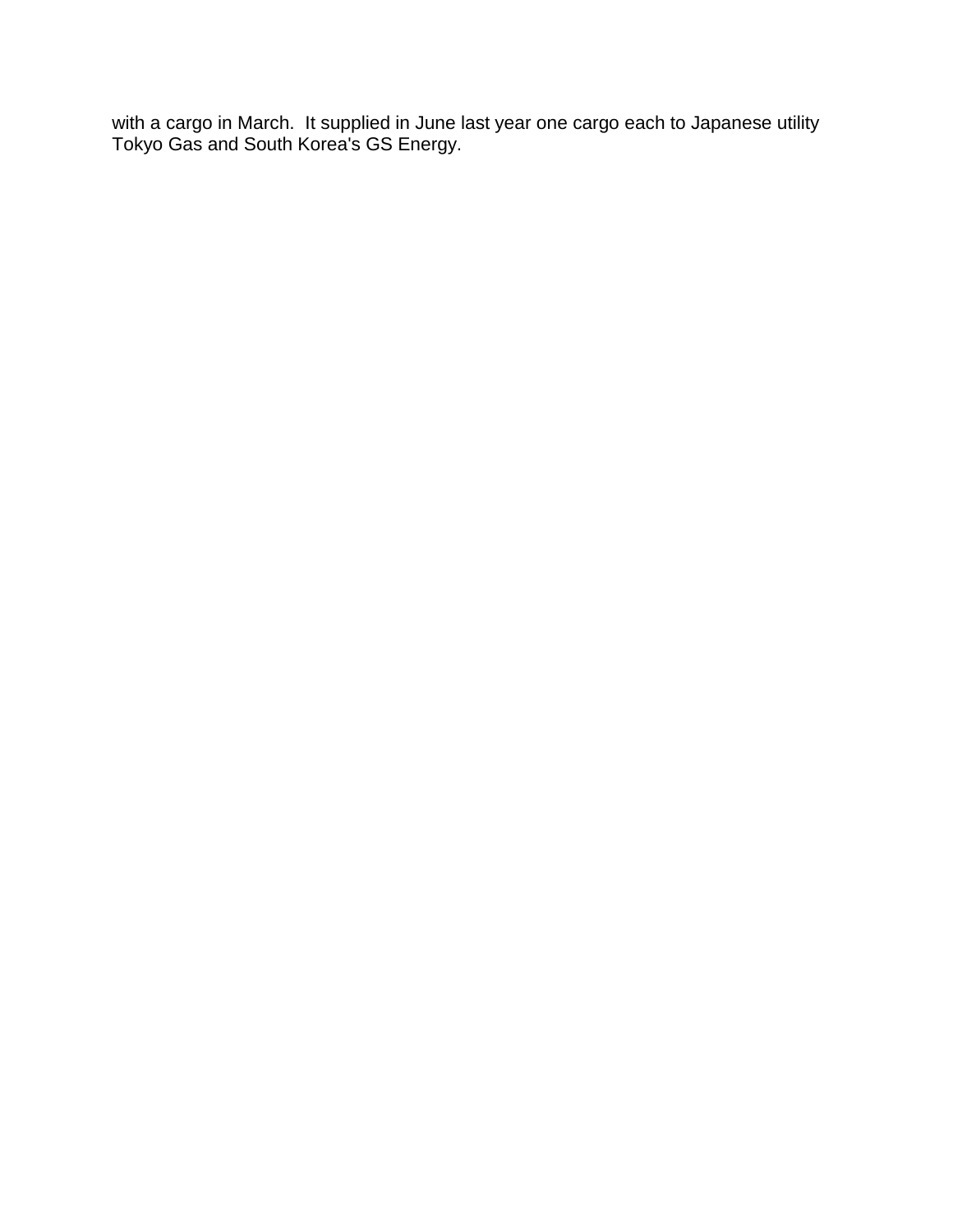with a cargo in March. It supplied in June last year one cargo each to Japanese utility Tokyo Gas and South Korea's GS Energy.